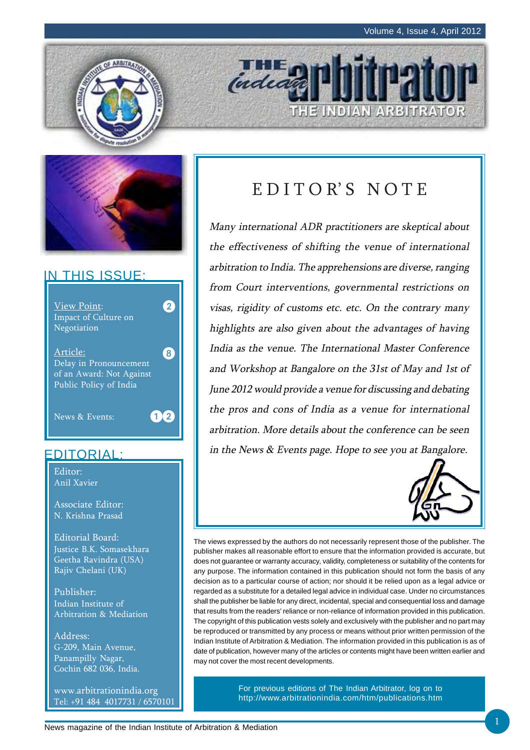# THE Indian arbitrator

THE INDIAN ARBITRATOR

## IN THIS ISSUE:

View Point: Impact of Culture on Negotiation — 2

Article: Delay in Pronouncement of an Award: Not Against Public Policy of India — 8

News & Events: — 12

## EDITORIAL:

Editor:
Anil Xavier

Associate Editor:
N. Krishna Prasad

Editorial Board:
Justice B.K. Somasekhara
Geetha Ravindra (USA)
Rajiv Chelani (UK)

Publisher:
Indian Institute of Arbitration & Mediation

Address:
G-209, Main Avenue,
Panampilly Nagar,
Cochin 682 036, India.

www.arbitrationindia.org
Tel: +91 484 4017731 / 6570101

## EDITOR'S NOTE

*Many international ADR practitioners are skeptical about the effectiveness of shifting the venue of international arbitration to India. The apprehensions are diverse, ranging from Court interventions, governmental restrictions on visas, rigidity of customs etc. etc. On the contrary many highlights are also given about the advantages of having India as the venue. The International Master Conference and Workshop at Bangalore on the 31st of May and 1st of June 2012 would provide a venue for discussing and debating the pros and cons of India as a venue for international arbitration. More details about the conference can be seen in the News & Events page. Hope to see you at Bangalore.*

The views expressed by the authors do not necessarily represent those of the publisher. The publisher makes all reasonable effort to ensure that the information provided is accurate, but does not guarantee or warranty accuracy, validity, completeness or suitability of the contents for any purpose. The information contained in this publication should not form the basis of any decision as to a particular course of action; nor should it be relied upon as a legal advice or regarded as a substitute for a detailed legal advice in individual case. Under no circumstances shall the publisher be liable for any direct, incidental, special and consequential loss and damage that results from the readers' reliance or non-reliance of information provided in this publication. The copyright of this publication vests solely and exclusively with the publisher and no part may be reproduced or transmitted by any process or means without prior written permission of the Indian Institute of Arbitration & Mediation. The information provided in this publication is as of date of publication, however many of the articles or contents might have been written earlier and may not cover the most recent developments.

For previous editions of The Indian Arbitrator, log on to http://www.arbitrationindia.com/htm/publications.htm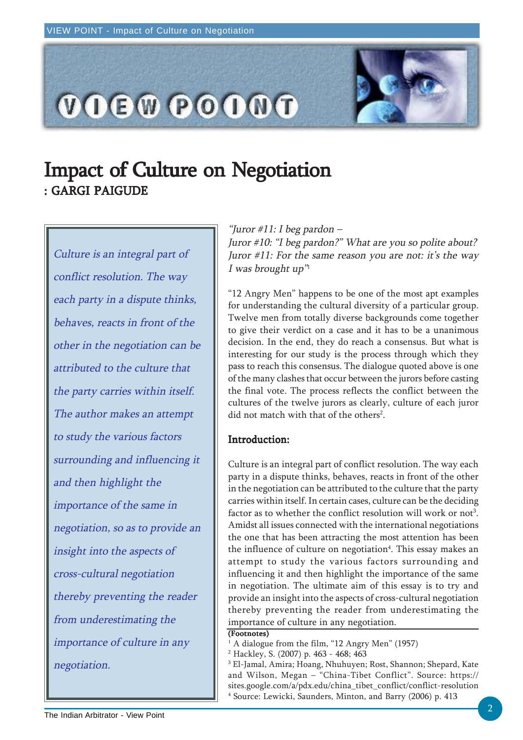# Impact of Culture on Negotiation

**: GARGI PAIGUDE**

*Culture is an integral part of conflict resolution. The way each party in a dispute thinks, behaves, reacts in front of the other in the negotiation can be attributed to the culture that the party carries within itself. The author makes an attempt to study the various factors surrounding and influencing it and then highlight the importance of the same in negotiation, so as to provide an insight into the aspects of cross-cultural negotiation thereby preventing the reader from underestimating the importance of culture in any negotiation.*

*"Juror #11: I beg pardon –*
*Juror #10: "I beg pardon?" What are you so polite about?*
*Juror #11: For the same reason you are not: it's the way I was brought up"*[1]

"12 Angry Men" happens to be one of the most apt examples for understanding the cultural diversity of a particular group. Twelve men from totally diverse backgrounds come together to give their verdict on a case and it has to be a unanimous decision. In the end, they do reach a consensus. But what is interesting for our study is the process through which they pass to reach this consensus. The dialogue quoted above is one of the many clashes that occur between the jurors before casting the final vote. The process reflects the conflict between the cultures of the twelve jurors as clearly, culture of each juror did not match with that of the others[2].

## Introduction:

Culture is an integral part of conflict resolution. The way each party in a dispute thinks, behaves, reacts in front of the other in the negotiation can be attributed to the culture that the party carries within itself. In certain cases, culture can be the deciding factor as to whether the conflict resolution will work or not[3]. Amidst all issues connected with the international negotiations the one that has been attracting the most attention has been the influence of culture on negotiation[4]. This essay makes an attempt to study the various factors surrounding and influencing it and then highlight the importance of the same in negotiation. The ultimate aim of this essay is to try and provide an insight into the aspects of cross-cultural negotiation thereby preventing the reader from underestimating the importance of culture in any negotiation.

**(Footnotes)**

[1] A dialogue from the film, "12 Angry Men" (1957)

[2] Hackley, S. (2007) p. 463 - 468; 463

[3] El-Jamal, Amira; Hoang, Nhuhuyen; Rost, Shannon; Shepard, Kate and Wilson, Megan – "China-Tibet Conflict". Source: https://sites.google.com/a/pdx.edu/china_tibet_conflict/conflict-resolution

[4] Source: Lewicki, Saunders, Minton, and Barry (2006) p. 413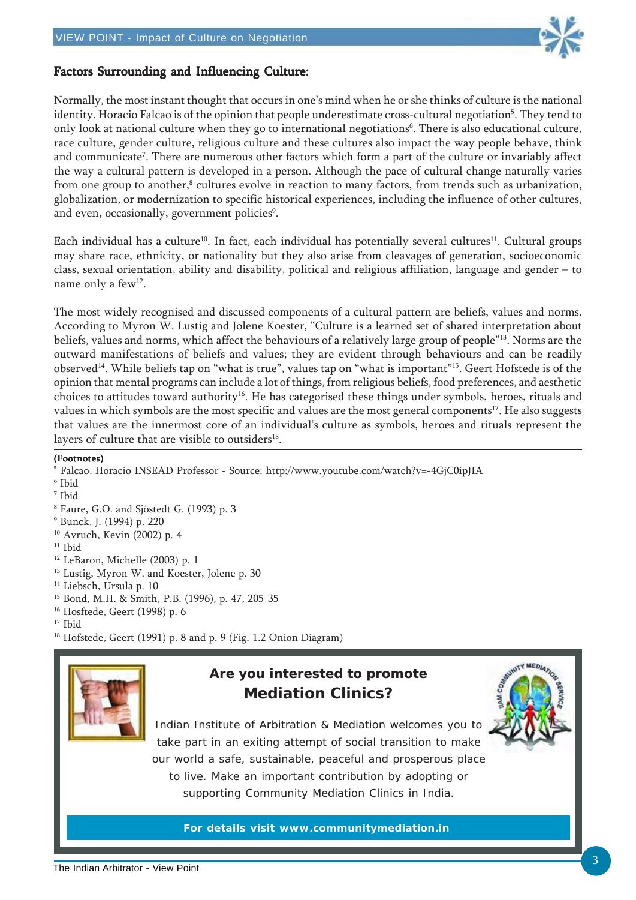## Factors Surrounding and Influencing Culture:

Normally, the most instant thought that occurs in one's mind when he or she thinks of culture is the national identity. Horacio Falcao is of the opinion that people underestimate cross-cultural negotiation[5]. They tend to only look at national culture when they go to international negotiations[6]. There is also educational culture, race culture, gender culture, religious culture and these cultures also impact the way people behave, think and communicate[7]. There are numerous other factors which form a part of the culture or invariably affect the way a cultural pattern is developed in a person. Although the pace of cultural change naturally varies from one group to another,[8] cultures evolve in reaction to many factors, from trends such as urbanization, globalization, or modernization to specific historical experiences, including the influence of other cultures, and even, occasionally, government policies[9].

Each individual has a culture[10]. In fact, each individual has potentially several cultures[11]. Cultural groups may share race, ethnicity, or nationality but they also arise from cleavages of generation, socioeconomic class, sexual orientation, ability and disability, political and religious affiliation, language and gender – to name only a few[12].

The most widely recognised and discussed components of a cultural pattern are beliefs, values and norms. According to Myron W. Lustig and Jolene Koester, "Culture is a learned set of shared interpretation about beliefs, values and norms, which affect the behaviours of a relatively large group of people"[13]. Norms are the outward manifestations of beliefs and values; they are evident through behaviours and can be readily observed[14]. While beliefs tap on "what is true", values tap on "what is important"[15]. Geert Hofstede is of the opinion that mental programs can include a lot of things, from religious beliefs, food preferences, and aesthetic choices to attitudes toward authority[16]. He has categorised these things under symbols, heroes, rituals and values in which symbols are the most specific and values are the most general components[17]. He also suggests that values are the innermost core of an individual's culture as symbols, heroes and rituals represent the layers of culture that are visible to outsiders[18].

**(Footnotes)**

[5] Falcao, Horacio INSEAD Professor - Source: http://www.youtube.com/watch?v=-4GjC0ipJIA
[6] Ibid
[7] Ibid
[8] Faure, G.O. and Sjöstedt G. (1993) p. 3
[9] Bunck, J. (1994) p. 220
[10] Avruch, Kevin (2002) p. 4
[11] Ibid
[12] LeBaron, Michelle (2003) p. 1
[13] Lustig, Myron W. and Koester, Jolene p. 30
[14] Liebsch, Ursula p. 10
[15] Bond, M.H. & Smith, P.B. (1996), p. 47, 205-35
[16] Hosftede, Geert (1998) p. 6
[17] Ibid
[18] Hofstede, Geert (1991) p. 8 and p. 9 (Fig. 1.2 Onion Diagram)

---

**Are you interested to promote**
**Mediation Clinics?**

Indian Institute of Arbitration & Mediation welcomes you to take part in an exiting attempt of social transition to make our world a safe, sustainable, peaceful and prosperous place to live. Make an important contribution by adopting or supporting Community Mediation Clinics in India.

**For details visit www.communitymediation.in**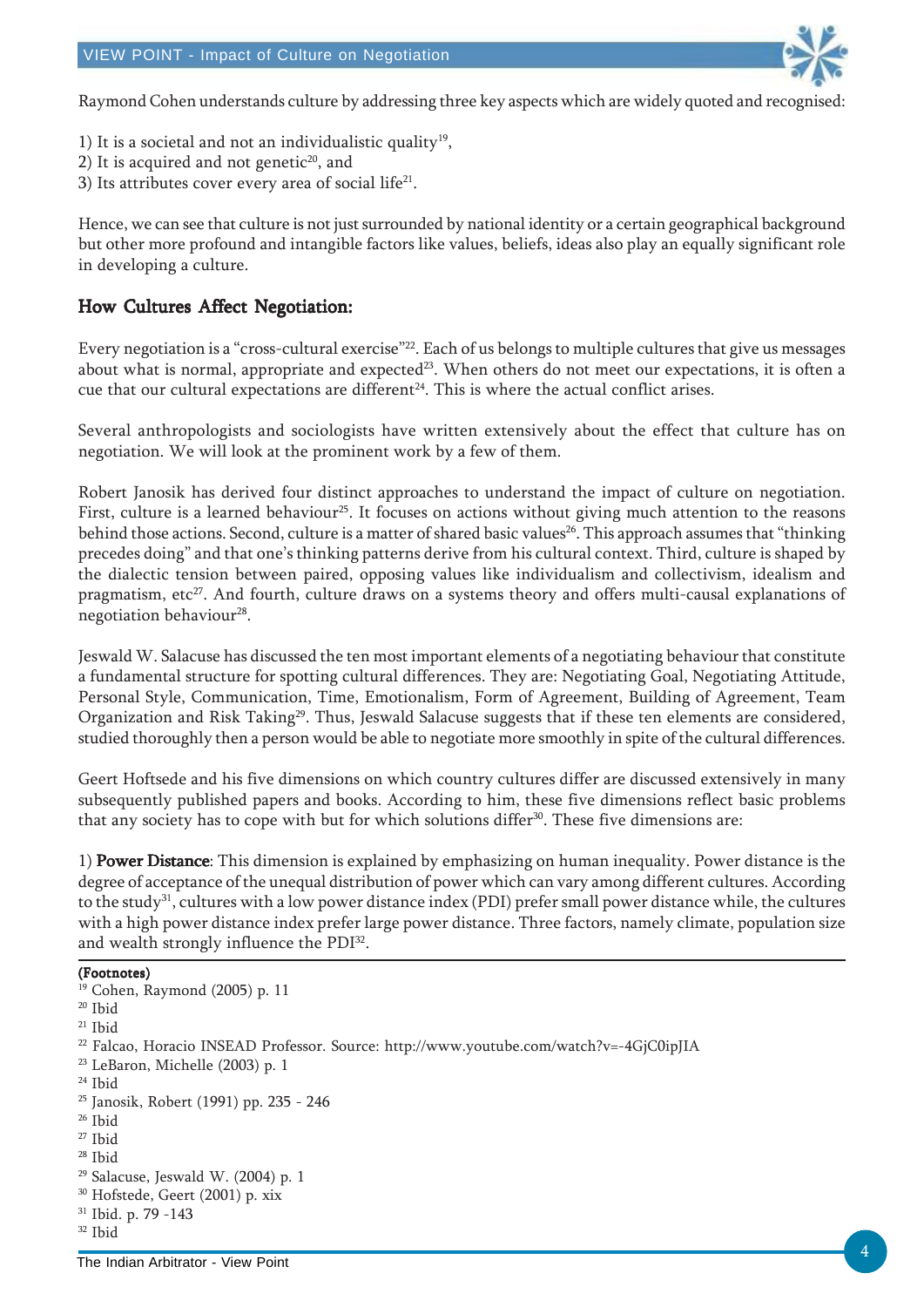Raymond Cohen understands culture by addressing three key aspects which are widely quoted and recognised:

1) It is a societal and not an individualistic quality[19],
2) It is acquired and not genetic[20], and
3) Its attributes cover every area of social life[21].

Hence, we can see that culture is not just surrounded by national identity or a certain geographical background but other more profound and intangible factors like values, beliefs, ideas also play an equally significant role in developing a culture.

## How Cultures Affect Negotiation:

Every negotiation is a "cross-cultural exercise"[22]. Each of us belongs to multiple cultures that give us messages about what is normal, appropriate and expected[23]. When others do not meet our expectations, it is often a cue that our cultural expectations are different[24]. This is where the actual conflict arises.

Several anthropologists and sociologists have written extensively about the effect that culture has on negotiation. We will look at the prominent work by a few of them.

Robert Janosik has derived four distinct approaches to understand the impact of culture on negotiation. First, culture is a learned behaviour[25]. It focuses on actions without giving much attention to the reasons behind those actions. Second, culture is a matter of shared basic values[26]. This approach assumes that "thinking precedes doing" and that one's thinking patterns derive from his cultural context. Third, culture is shaped by the dialectic tension between paired, opposing values like individualism and collectivism, idealism and pragmatism, etc[27]. And fourth, culture draws on a systems theory and offers multi-causal explanations of negotiation behaviour[28].

Jeswald W. Salacuse has discussed the ten most important elements of a negotiating behaviour that constitute a fundamental structure for spotting cultural differences. They are: Negotiating Goal, Negotiating Attitude, Personal Style, Communication, Time, Emotionalism, Form of Agreement, Building of Agreement, Team Organization and Risk Taking[29]. Thus, Jeswald Salacuse suggests that if these ten elements are considered, studied thoroughly then a person would be able to negotiate more smoothly in spite of the cultural differences.

Geert Hoftsede and his five dimensions on which country cultures differ are discussed extensively in many subsequently published papers and books. According to him, these five dimensions reflect basic problems that any society has to cope with but for which solutions differ[30]. These five dimensions are:

1) **Power Distance**: This dimension is explained by emphasizing on human inequality. Power distance is the degree of acceptance of the unequal distribution of power which can vary among different cultures. According to the study[31], cultures with a low power distance index (PDI) prefer small power distance while, the cultures with a high power distance index prefer large power distance. Three factors, namely climate, population size and wealth strongly influence the PDI[32].

**(Footnotes)**

[19] Cohen, Raymond (2005) p. 11
[20] Ibid
[21] Ibid
[22] Falcao, Horacio INSEAD Professor. Source: http://www.youtube.com/watch?v=-4GjC0ipJIA
[23] LeBaron, Michelle (2003) p. 1
[24] Ibid
[25] Janosik, Robert (1991) pp. 235 - 246
[26] Ibid
[27] Ibid
[28] Ibid
[29] Salacuse, Jeswald W. (2004) p. 1
[30] Hofstede, Geert (2001) p. xix
[31] Ibid. p. 79 -143
[32] Ibid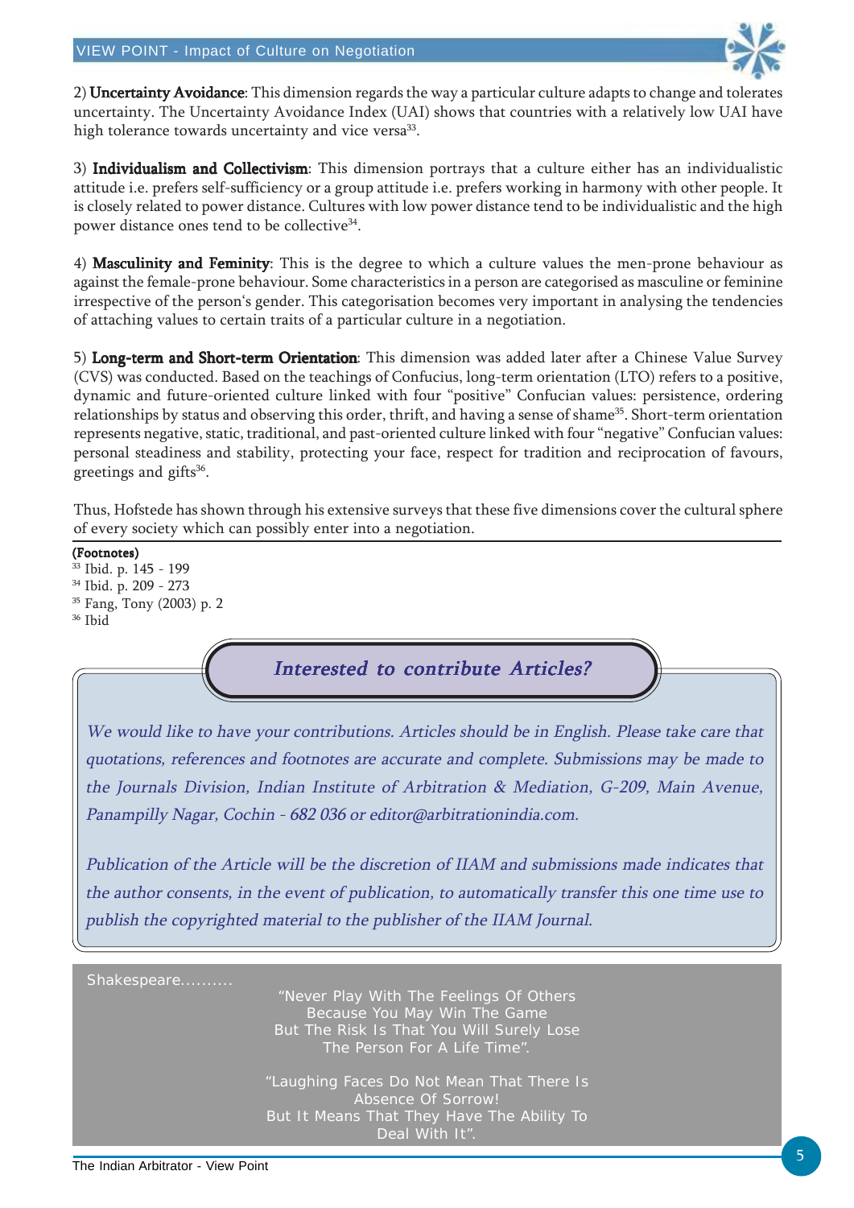2) **Uncertainty Avoidance**: This dimension regards the way a particular culture adapts to change and tolerates uncertainty. The Uncertainty Avoidance Index (UAI) shows that countries with a relatively low UAI have high tolerance towards uncertainty and vice versa[33].

3) **Individualism and Collectivism**: This dimension portrays that a culture either has an individualistic attitude i.e. prefers self-sufficiency or a group attitude i.e. prefers working in harmony with other people. It is closely related to power distance. Cultures with low power distance tend to be individualistic and the high power distance ones tend to be collective[34].

4) **Masculinity and Feminity**: This is the degree to which a culture values the men-prone behaviour as against the female-prone behaviour. Some characteristics in a person are categorised as masculine or feminine irrespective of the person's gender. This categorisation becomes very important in analysing the tendencies of attaching values to certain traits of a particular culture in a negotiation.

5) **Long-term and Short-term Orientation**: This dimension was added later after a Chinese Value Survey (CVS) was conducted. Based on the teachings of Confucius, long-term orientation (LTO) refers to a positive, dynamic and future-oriented culture linked with four "positive" Confucian values: persistence, ordering relationships by status and observing this order, thrift, and having a sense of shame[35]. Short-term orientation represents negative, static, traditional, and past-oriented culture linked with four "negative" Confucian values: personal steadiness and stability, protecting your face, respect for tradition and reciprocation of favours, greetings and gifts[36].

Thus, Hofstede has shown through his extensive surveys that these five dimensions cover the cultural sphere of every society which can possibly enter into a negotiation.

**(Footnotes)**

[33] Ibid. p. 145 - 199

[34] Ibid. p. 209 - 273

[35] Fang, Tony (2003) p. 2

[36] Ibid

## *Interested to contribute Articles?*

*We would like to have your contributions. Articles should be in English. Please take care that quotations, references and footnotes are accurate and complete. Submissions may be made to the Journals Division, Indian Institute of Arbitration & Mediation, G-209, Main Avenue, Panampilly Nagar, Cochin - 682 036 or editor@arbitrationindia.com.*

*Publication of the Article will be the discretion of IIAM and submissions made indicates that the author consents, in the event of publication, to automatically transfer this one time use to publish the copyrighted material to the publisher of the IIAM Journal.*

Shakespeare..........

"Never Play With The Feelings Of Others
Because You May Win The Game
But The Risk Is That You Will Surely Lose
The Person For A Life Time".

"Laughing Faces Do Not Mean That There Is
Absence Of Sorrow!
But It Means That They Have The Ability To
Deal With It".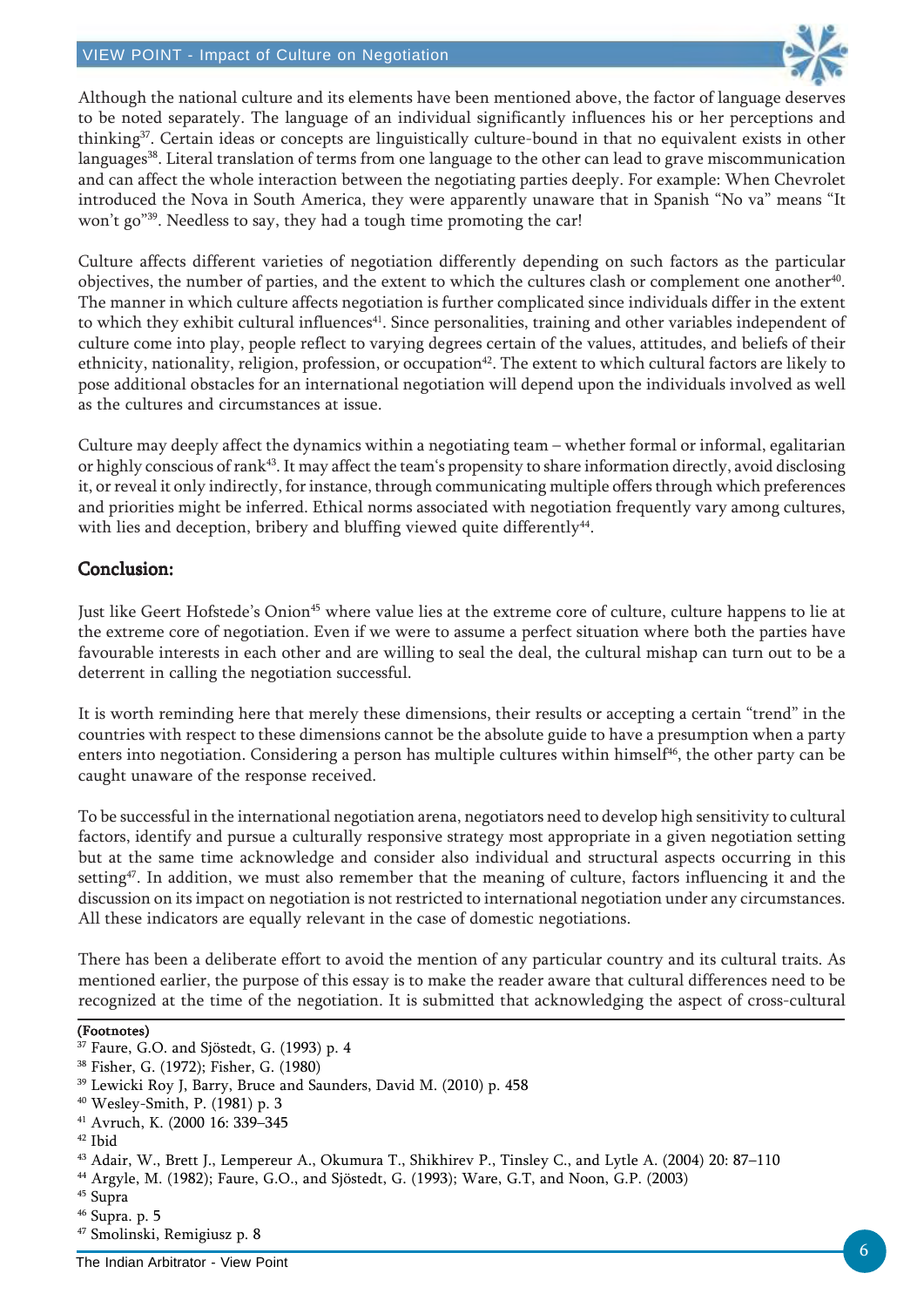Although the national culture and its elements have been mentioned above, the factor of language deserves to be noted separately. The language of an individual significantly influences his or her perceptions and thinking[37]. Certain ideas or concepts are linguistically culture-bound in that no equivalent exists in other languages[38]. Literal translation of terms from one language to the other can lead to grave miscommunication and can affect the whole interaction between the negotiating parties deeply. For example: When Chevrolet introduced the Nova in South America, they were apparently unaware that in Spanish "No va" means "It won't go"[39]. Needless to say, they had a tough time promoting the car!

Culture affects different varieties of negotiation differently depending on such factors as the particular objectives, the number of parties, and the extent to which the cultures clash or complement one another[40]. The manner in which culture affects negotiation is further complicated since individuals differ in the extent to which they exhibit cultural influences[41]. Since personalities, training and other variables independent of culture come into play, people reflect to varying degrees certain of the values, attitudes, and beliefs of their ethnicity, nationality, religion, profession, or occupation[42]. The extent to which cultural factors are likely to pose additional obstacles for an international negotiation will depend upon the individuals involved as well as the cultures and circumstances at issue.

Culture may deeply affect the dynamics within a negotiating team – whether formal or informal, egalitarian or highly conscious of rank[43]. It may affect the team's propensity to share information directly, avoid disclosing it, or reveal it only indirectly, for instance, through communicating multiple offers through which preferences and priorities might be inferred. Ethical norms associated with negotiation frequently vary among cultures, with lies and deception, bribery and bluffing viewed quite differently[44].

## Conclusion:

Just like Geert Hofstede's Onion[45] where value lies at the extreme core of culture, culture happens to lie at the extreme core of negotiation. Even if we were to assume a perfect situation where both the parties have favourable interests in each other and are willing to seal the deal, the cultural mishap can turn out to be a deterrent in calling the negotiation successful.

It is worth reminding here that merely these dimensions, their results or accepting a certain "trend" in the countries with respect to these dimensions cannot be the absolute guide to have a presumption when a party enters into negotiation. Considering a person has multiple cultures within himself[46], the other party can be caught unaware of the response received.

To be successful in the international negotiation arena, negotiators need to develop high sensitivity to cultural factors, identify and pursue a culturally responsive strategy most appropriate in a given negotiation setting but at the same time acknowledge and consider also individual and structural aspects occurring in this setting[47]. In addition, we must also remember that the meaning of culture, factors influencing it and the discussion on its impact on negotiation is not restricted to international negotiation under any circumstances. All these indicators are equally relevant in the case of domestic negotiations.

There has been a deliberate effort to avoid the mention of any particular country and its cultural traits. As mentioned earlier, the purpose of this essay is to make the reader aware that cultural differences need to be recognized at the time of the negotiation. It is submitted that acknowledging the aspect of cross-cultural

**(Footnotes)**

[37] Faure, G.O. and Sjöstedt, G. (1993) p. 4

[38] Fisher, G. (1972); Fisher, G. (1980)

[39] Lewicki Roy J, Barry, Bruce and Saunders, David M. (2010) p. 458

[40] Wesley-Smith, P. (1981) p. 3

[41] Avruch, K. (2000 16: 339–345

[42] Ibid

[43] Adair, W., Brett J., Lempereur A., Okumura T., Shikhirev P., Tinsley C., and Lytle A. (2004) 20: 87–110

[44] Argyle, M. (1982); Faure, G.O., and Sjöstedt, G. (1993); Ware, G.T, and Noon, G.P. (2003)

[45] Supra

[46] Supra. p. 5

[47] Smolinski, Remigiusz p. 8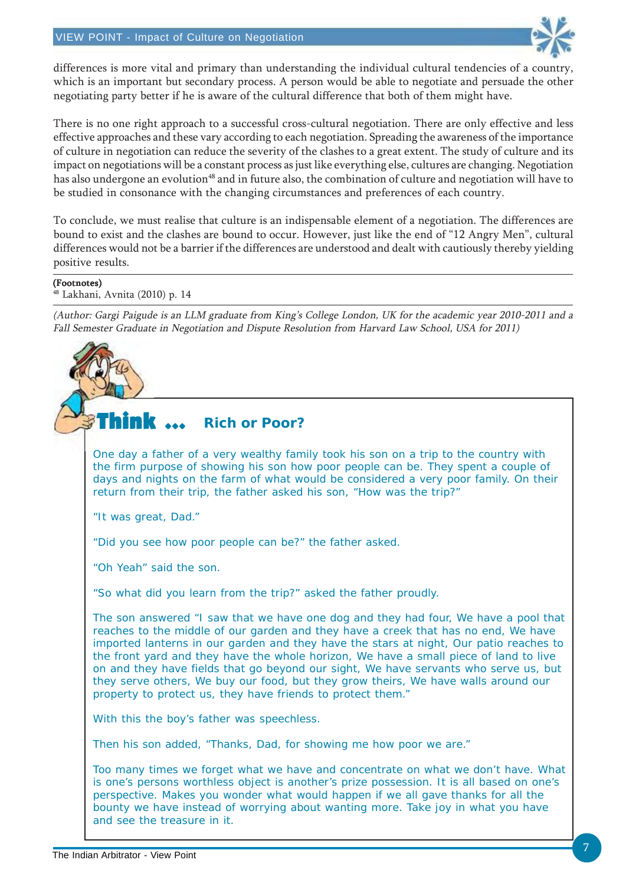differences is more vital and primary than understanding the individual cultural tendencies of a country, which is an important but secondary process. A person would be able to negotiate and persuade the other negotiating party better if he is aware of the cultural difference that both of them might have.

There is no one right approach to a successful cross-cultural negotiation. There are only effective and less effective approaches and these vary according to each negotiation. Spreading the awareness of the importance of culture in negotiation can reduce the severity of the clashes to a great extent. The study of culture and its impact on negotiations will be a constant process as just like everything else, cultures are changing. Negotiation has also undergone an evolution[48] and in future also, the combination of culture and negotiation will have to be studied in consonance with the changing circumstances and preferences of each country.

To conclude, we must realise that culture is an indispensable element of a negotiation. The differences are bound to exist and the clashes are bound to occur. However, just like the end of "12 Angry Men", cultural differences would not be a barrier if the differences are understood and dealt with cautiously thereby yielding positive results.

---

**(Footnotes)**

[48] Lakhani, Avnita (2010) p. 14

---

*(Author: Gargi Paigude is an LLM graduate from King's College London, UK for the academic year 2010-2011 and a Fall Semester Graduate in Negotiation and Dispute Resolution from Harvard Law School, USA for 2011)*

## Think ... Rich or Poor?

One day a father of a very wealthy family took his son on a trip to the country with the firm purpose of showing his son how poor people can be. They spent a couple of days and nights on the farm of what would be considered a very poor family. On their return from their trip, the father asked his son, "How was the trip?"

"It was great, Dad."

"Did you see how poor people can be?" the father asked.

"Oh Yeah" said the son.

"So what did you learn from the trip?" asked the father proudly.

The son answered "I saw that we have one dog and they had four, We have a pool that reaches to the middle of our garden and they have a creek that has no end, We have imported lanterns in our garden and they have the stars at night, Our patio reaches to the front yard and they have the whole horizon, We have a small piece of land to live on and they have fields that go beyond our sight, We have servants who serve us, but they serve others, We buy our food, but they grow theirs, We have walls around our property to protect us, they have friends to protect them."

With this the boy's father was speechless.

Then his son added, "Thanks, Dad, for showing me how poor we are."

Too many times we forget what we have and concentrate on what we don't have. What is one's persons worthless object is another's prize possession. It is all based on one's perspective. Makes you wonder what would happen if we all gave thanks for all the bounty we have instead of worrying about wanting more. Take joy in what you have and see the treasure in it.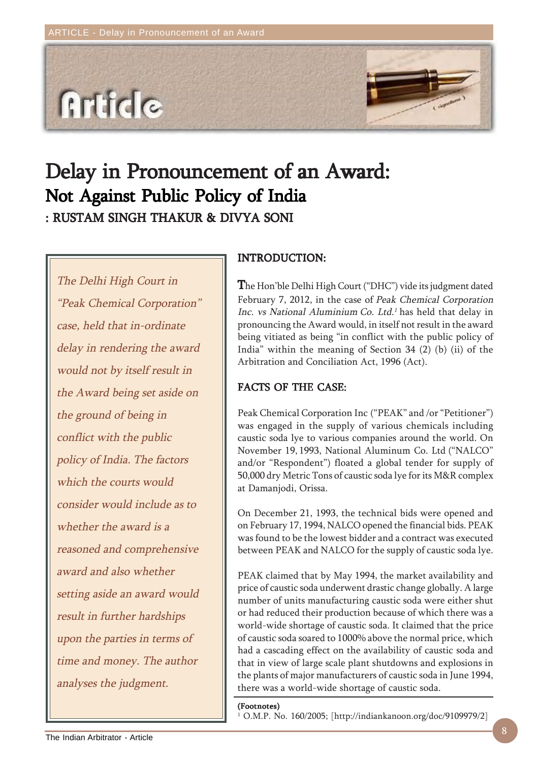# Delay in Pronouncement of an Award: Not Against Public Policy of India

**: RUSTAM SINGH THAKUR & DIVYA SONI**

*The Delhi High Court in "Peak Chemical Corporation" case, held that in-ordinate delay in rendering the award would not by itself result in the Award being set aside on the ground of being in conflict with the public policy of India. The factors which the courts would consider would include as to whether the award is a reasoned and comprehensive award and also whether setting aside an award would result in further hardships upon the parties in terms of time and money. The author analyses the judgment.*

## INTRODUCTION:

The Hon'ble Delhi High Court ("DHC") vide its judgment dated February 7, 2012, in the case of *Peak Chemical Corporation Inc. vs National Aluminium Co. Ltd.*[1] has held that delay in pronouncing the Award would, in itself not result in the award being vitiated as being "in conflict with the public policy of India" within the meaning of Section 34 (2) (b) (ii) of the Arbitration and Conciliation Act, 1996 (Act).

## FACTS OF THE CASE:

Peak Chemical Corporation Inc ("PEAK" and /or "Petitioner") was engaged in the supply of various chemicals including caustic soda lye to various companies around the world. On November 19, 1993, National Aluminum Co. Ltd ("NALCO" and/or "Respondent") floated a global tender for supply of 50,000 dry Metric Tons of caustic soda lye for its M&R complex at Damanjodi, Orissa.

On December 21, 1993, the technical bids were opened and on February 17, 1994, NALCO opened the financial bids. PEAK was found to be the lowest bidder and a contract was executed between PEAK and NALCO for the supply of caustic soda lye.

PEAK claimed that by May 1994, the market availability and price of caustic soda underwent drastic change globally. A large number of units manufacturing caustic soda were either shut or had reduced their production because of which there was a world-wide shortage of caustic soda. It claimed that the price of caustic soda soared to 1000% above the normal price, which had a cascading effect on the availability of caustic soda and that in view of large scale plant shutdowns and explosions in the plants of major manufacturers of caustic soda in June 1994, there was a world-wide shortage of caustic soda.

(Footnotes)

[1] O.M.P. No. 160/2005; [http://indiankanoon.org/doc/9109979/2]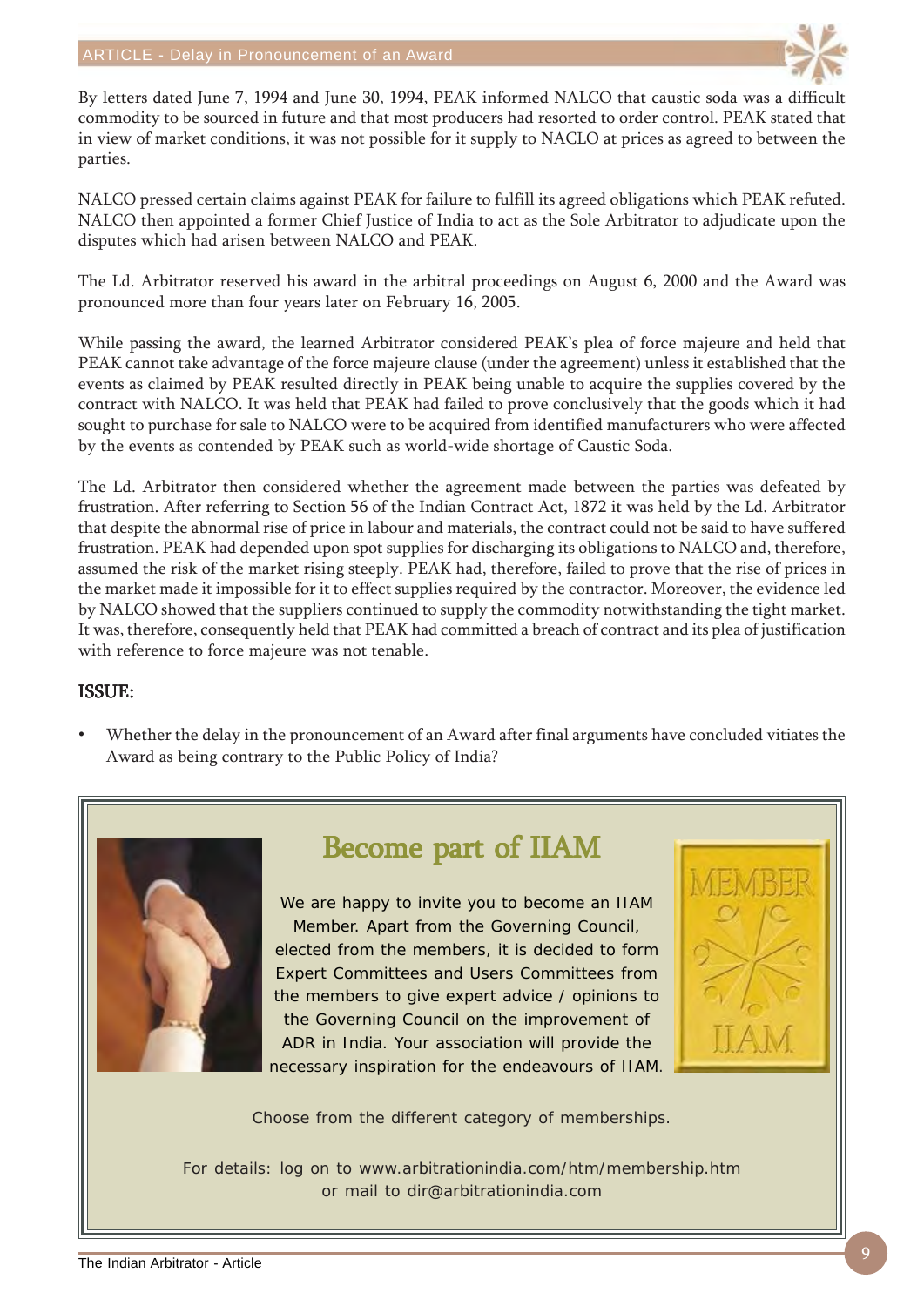By letters dated June 7, 1994 and June 30, 1994, PEAK informed NALCO that caustic soda was a difficult commodity to be sourced in future and that most producers had resorted to order control. PEAK stated that in view of market conditions, it was not possible for it supply to NACLO at prices as agreed to between the parties.

NALCO pressed certain claims against PEAK for failure to fulfill its agreed obligations which PEAK refuted. NALCO then appointed a former Chief Justice of India to act as the Sole Arbitrator to adjudicate upon the disputes which had arisen between NALCO and PEAK.

The Ld. Arbitrator reserved his award in the arbitral proceedings on August 6, 2000 and the Award was pronounced more than four years later on February 16, 2005.

While passing the award, the learned Arbitrator considered PEAK's plea of force majeure and held that PEAK cannot take advantage of the force majeure clause (under the agreement) unless it established that the events as claimed by PEAK resulted directly in PEAK being unable to acquire the supplies covered by the contract with NALCO. It was held that PEAK had failed to prove conclusively that the goods which it had sought to purchase for sale to NALCO were to be acquired from identified manufacturers who were affected by the events as contended by PEAK such as world-wide shortage of Caustic Soda.

The Ld. Arbitrator then considered whether the agreement made between the parties was defeated by frustration. After referring to Section 56 of the Indian Contract Act, 1872 it was held by the Ld. Arbitrator that despite the abnormal rise of price in labour and materials, the contract could not be said to have suffered frustration. PEAK had depended upon spot supplies for discharging its obligations to NALCO and, therefore, assumed the risk of the market rising steeply. PEAK had, therefore, failed to prove that the rise of prices in the market made it impossible for it to effect supplies required by the contractor. Moreover, the evidence led by NALCO showed that the suppliers continued to supply the commodity notwithstanding the tight market. It was, therefore, consequently held that PEAK had committed a breach of contract and its plea of justification with reference to force majeure was not tenable.

## ISSUE:

- Whether the delay in the pronouncement of an Award after final arguments have concluded vitiates the Award as being contrary to the Public Policy of India?

## Become part of IIAM

We are happy to invite you to become an IIAM Member. Apart from the Governing Council, elected from the members, it is decided to form Expert Committees and Users Committees from the members to give expert advice / opinions to the Governing Council on the improvement of ADR in India. Your association will provide the necessary inspiration for the endeavours of IIAM.

Choose from the different category of memberships.

For details: log on to www.arbitrationindia.com/htm/membership.htm or mail to dir@arbitrationindia.com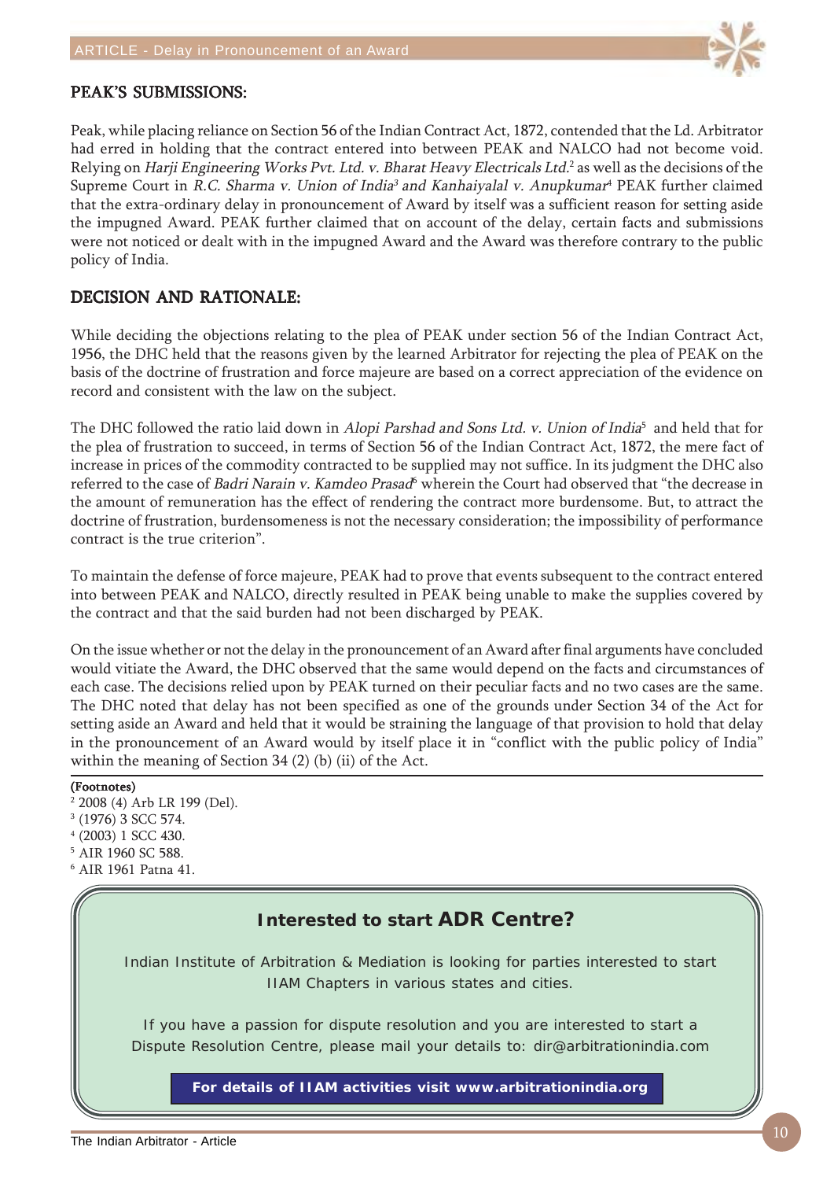## PEAK'S SUBMISSIONS:

Peak, while placing reliance on Section 56 of the Indian Contract Act, 1872, contended that the Ld. Arbitrator had erred in holding that the contract entered into between PEAK and NALCO had not become void. Relying on *Harji Engineering Works Pvt. Ltd. v. Bharat Heavy Electricals Ltd.*[2] as well as the decisions of the Supreme Court in *R.C. Sharma v. Union of India*[3] *and Kanhaiyalal v. Anupkumar*[4] PEAK further claimed that the extra-ordinary delay in pronouncement of Award by itself was a sufficient reason for setting aside the impugned Award. PEAK further claimed that on account of the delay, certain facts and submissions were not noticed or dealt with in the impugned Award and the Award was therefore contrary to the public policy of India.

## DECISION AND RATIONALE:

While deciding the objections relating to the plea of PEAK under section 56 of the Indian Contract Act, 1956, the DHC held that the reasons given by the learned Arbitrator for rejecting the plea of PEAK on the basis of the doctrine of frustration and force majeure are based on a correct appreciation of the evidence on record and consistent with the law on the subject.

The DHC followed the ratio laid down in *Alopi Parshad and Sons Ltd. v. Union of India*[5] and held that for the plea of frustration to succeed, in terms of Section 56 of the Indian Contract Act, 1872, the mere fact of increase in prices of the commodity contracted to be supplied may not suffice. In its judgment the DHC also referred to the case of *Badri Narain v. Kamdeo Prasad*[6] wherein the Court had observed that "the decrease in the amount of remuneration has the effect of rendering the contract more burdensome. But, to attract the doctrine of frustration, burdensomeness is not the necessary consideration; the impossibility of performance contract is the true criterion".

To maintain the defense of force majeure, PEAK had to prove that events subsequent to the contract entered into between PEAK and NALCO, directly resulted in PEAK being unable to make the supplies covered by the contract and that the said burden had not been discharged by PEAK.

On the issue whether or not the delay in the pronouncement of an Award after final arguments have concluded would vitiate the Award, the DHC observed that the same would depend on the facts and circumstances of each case. The decisions relied upon by PEAK turned on their peculiar facts and no two cases are the same. The DHC noted that delay has not been specified as one of the grounds under Section 34 of the Act for setting aside an Award and held that it would be straining the language of that provision to hold that delay in the pronouncement of an Award would by itself place it in "conflict with the public policy of India" within the meaning of Section 34 (2) (b) (ii) of the Act.

**(Footnotes)**

[2] 2008 (4) Arb LR 199 (Del).

[3] (1976) 3 SCC 574.

[4] (2003) 1 SCC 430.

[5] AIR 1960 SC 588.

[6] AIR 1961 Patna 41.

**Interested to start ADR Centre?**

Indian Institute of Arbitration & Mediation is looking for parties interested to start IIAM Chapters in various states and cities.

If you have a passion for dispute resolution and you are interested to start a Dispute Resolution Centre, please mail your details to: dir@arbitrationindia.com

**For details of IIAM activities visit www.arbitrationindia.org**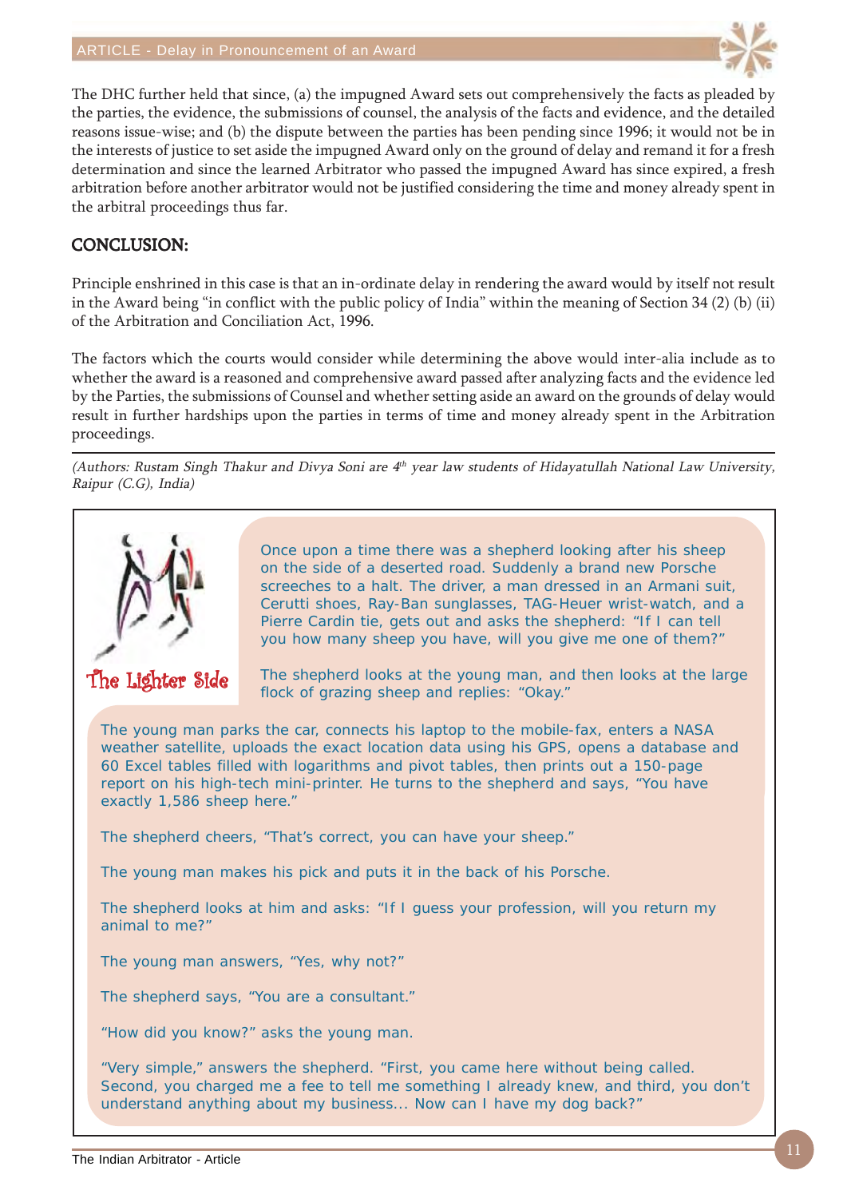The DHC further held that since, (a) the impugned Award sets out comprehensively the facts as pleaded by the parties, the evidence, the submissions of counsel, the analysis of the facts and evidence, and the detailed reasons issue-wise; and (b) the dispute between the parties has been pending since 1996; it would not be in the interests of justice to set aside the impugned Award only on the ground of delay and remand it for a fresh determination and since the learned Arbitrator who passed the impugned Award has since expired, a fresh arbitration before another arbitrator would not be justified considering the time and money already spent in the arbitral proceedings thus far.

## CONCLUSION:

Principle enshrined in this case is that an in-ordinate delay in rendering the award would by itself not result in the Award being "in conflict with the public policy of India" within the meaning of Section 34 (2) (b) (ii) of the Arbitration and Conciliation Act, 1996.

The factors which the courts would consider while determining the above would inter-alia include as to whether the award is a reasoned and comprehensive award passed after analyzing facts and the evidence led by the Parties, the submissions of Counsel and whether setting aside an award on the grounds of delay would result in further hardships upon the parties in terms of time and money already spent in the Arbitration proceedings.

---

*(Authors: Rustam Singh Thakur and Divya Soni are 4th year law students of Hidayatullah National Law University, Raipur (C.G), India)*

### The Lighter Side

Once upon a time there was a shepherd looking after his sheep on the side of a deserted road. Suddenly a brand new Porsche screeches to a halt. The driver, a man dressed in an Armani suit, Cerutti shoes, Ray-Ban sunglasses, TAG-Heuer wrist-watch, and a Pierre Cardin tie, gets out and asks the shepherd: "If I can tell you how many sheep you have, will you give me one of them?"

The shepherd looks at the young man, and then looks at the large flock of grazing sheep and replies: "Okay."

The young man parks the car, connects his laptop to the mobile-fax, enters a NASA weather satellite, uploads the exact location data using his GPS, opens a database and 60 Excel tables filled with logarithms and pivot tables, then prints out a 150-page report on his high-tech mini-printer. He turns to the shepherd and says, "You have exactly 1,586 sheep here."

The shepherd cheers, "That's correct, you can have your sheep."

The young man makes his pick and puts it in the back of his Porsche.

The shepherd looks at him and asks: "If I guess your profession, will you return my animal to me?"

The young man answers, "Yes, why not?"

The shepherd says, "You are a consultant."

"How did you know?" asks the young man.

"Very simple," answers the shepherd. "First, you came here without being called. Second, you charged me a fee to tell me something I already knew, and third, you don't understand anything about my business... Now can I have my dog back?"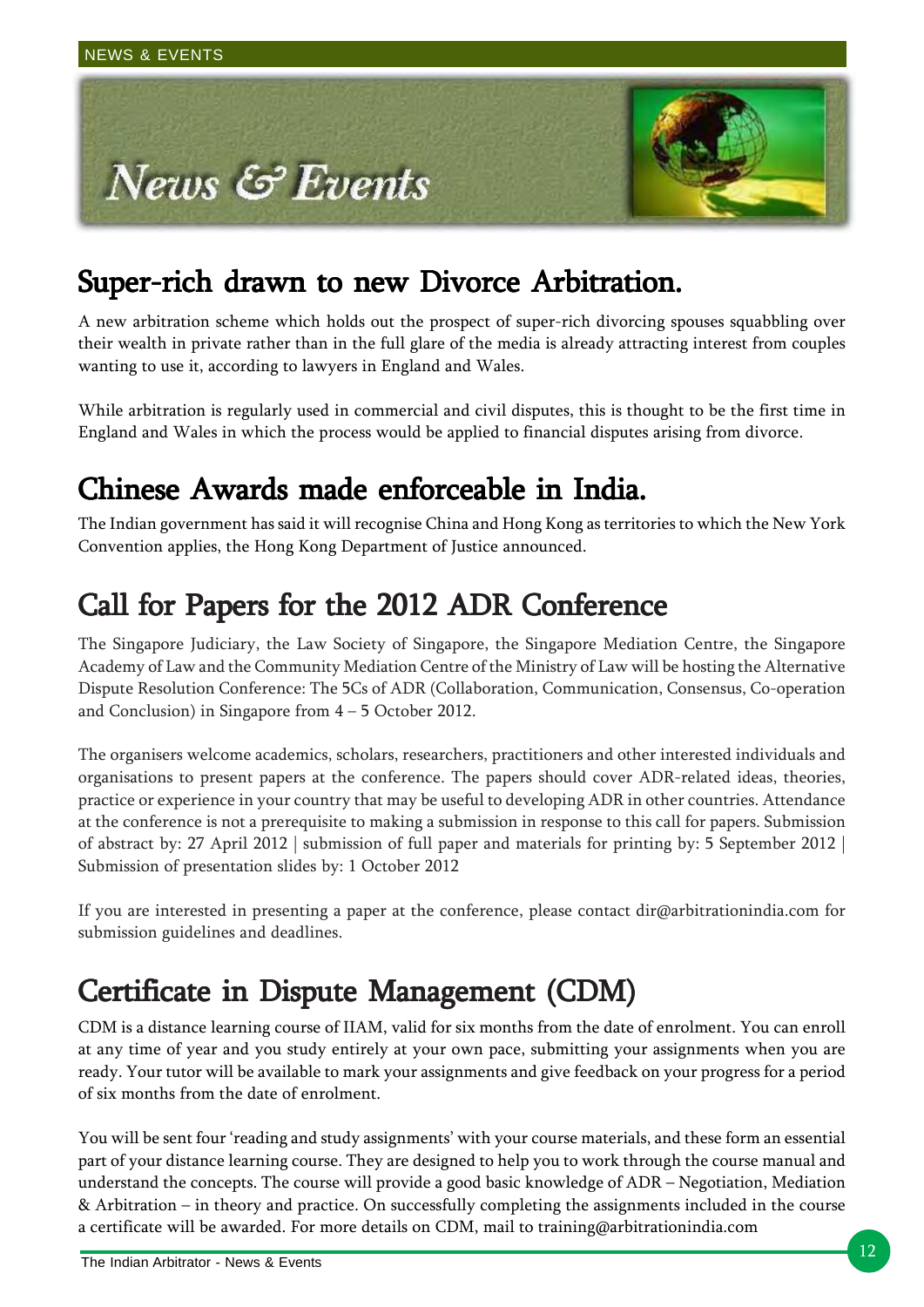# News & Events

## Super-rich drawn to new Divorce Arbitration.

A new arbitration scheme which holds out the prospect of super-rich divorcing spouses squabbling over their wealth in private rather than in the full glare of the media is already attracting interest from couples wanting to use it, according to lawyers in England and Wales.

While arbitration is regularly used in commercial and civil disputes, this is thought to be the first time in England and Wales in which the process would be applied to financial disputes arising from divorce.

## Chinese Awards made enforceable in India.

The Indian government has said it will recognise China and Hong Kong as territories to which the New York Convention applies, the Hong Kong Department of Justice announced.

## Call for Papers for the 2012 ADR Conference

The Singapore Judiciary, the Law Society of Singapore, the Singapore Mediation Centre, the Singapore Academy of Law and the Community Mediation Centre of the Ministry of Law will be hosting the Alternative Dispute Resolution Conference: The 5Cs of ADR (Collaboration, Communication, Consensus, Co-operation and Conclusion) in Singapore from 4 – 5 October 2012.

The organisers welcome academics, scholars, researchers, practitioners and other interested individuals and organisations to present papers at the conference. The papers should cover ADR-related ideas, theories, practice or experience in your country that may be useful to developing ADR in other countries. Attendance at the conference is not a prerequisite to making a submission in response to this call for papers. Submission of abstract by: 27 April 2012 | submission of full paper and materials for printing by: 5 September 2012 | Submission of presentation slides by: 1 October 2012

If you are interested in presenting a paper at the conference, please contact dir@arbitrationindia.com for submission guidelines and deadlines.

## Certificate in Dispute Management (CDM)

CDM is a distance learning course of IIAM, valid for six months from the date of enrolment. You can enroll at any time of year and you study entirely at your own pace, submitting your assignments when you are ready. Your tutor will be available to mark your assignments and give feedback on your progress for a period of six months from the date of enrolment.

You will be sent four 'reading and study assignments' with your course materials, and these form an essential part of your distance learning course. They are designed to help you to work through the course manual and understand the concepts. The course will provide a good basic knowledge of ADR – Negotiation, Mediation & Arbitration – in theory and practice. On successfully completing the assignments included in the course a certificate will be awarded. For more details on CDM, mail to training@arbitrationindia.com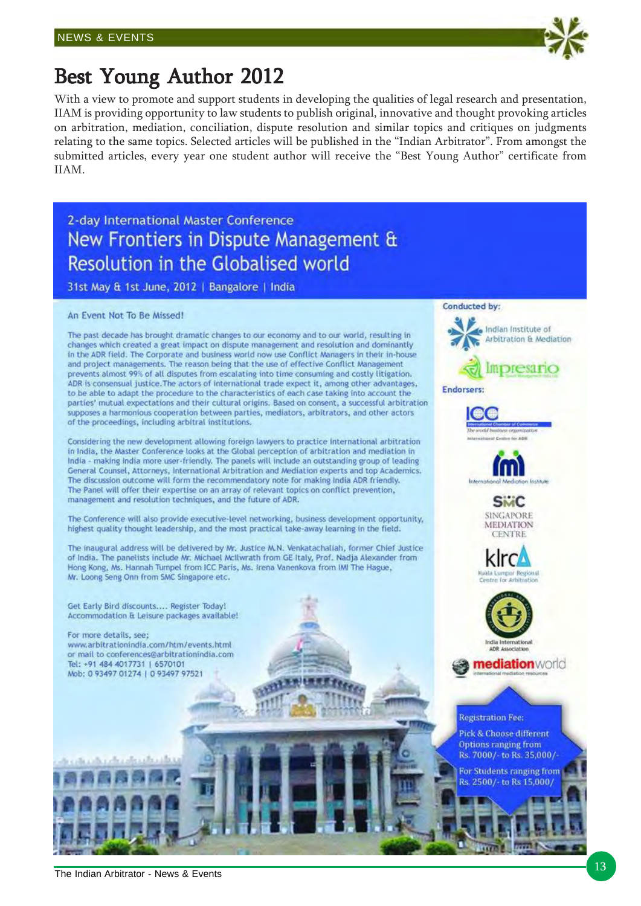# Best Young Author 2012

With a view to promote and support students in developing the qualities of legal research and presentation, IIAM is providing opportunity to law students to publish original, innovative and thought provoking articles on arbitration, mediation, conciliation, dispute resolution and similar topics and critiques on judgments relating to the same topics. Selected articles will be published in the "Indian Arbitrator". From amongst the submitted articles, every year one student author will receive the "Best Young Author" certificate from IIAM.

2-day International Master Conference

## New Frontiers in Dispute Management & Resolution in the Globalised world

31st May & 1st June, 2012 | Bangalore | India

An Event Not To Be Missed!

The past decade has brought dramatic changes to our economy and to our world, resulting in changes which created a great impact on dispute management and resolution and dominantly in the ADR field. The Corporate and business world now use Conflict Managers in their in-house and project managements. The reason being that the use of effective Conflict Management prevents almost 99% of all disputes from escalating into time consuming and costly litigation. ADR is consensual justice. The actors of international trade expect it, among other advantages, to be able to adapt the procedure to the characteristics of each case taking into account the parties' mutual expectations and their cultural origins. Based on consent, a successful arbitration supposes a harmonious cooperation between parties, mediators, arbitrators, and other actors of the proceedings, including arbitral institutions.

Considering the new development allowing foreign lawyers to practice international arbitration in India, the Master Conference looks at the Global perception of arbitration and mediation in India - making India more user-friendly. The panels will include an outstanding group of leading General Counsel, Attorneys, International Arbitration and Mediation experts and top Academics. The discussion outcome will form the recommendatory note for making India ADR friendly. The Panel will offer their expertise on an array of relevant topics on conflict prevention, management and resolution techniques, and the future of ADR.

The Conference will also provide executive-level networking, business development opportunity, highest quality thought leadership, and the most practical take-away learning in the field.

The inaugural address will be delivered by Mr. Justice M.N. Venkatachaliah, former Chief Justice of India. The panelists include Mr. Michael McIlwrath from GE Italy, Prof. Nadja Alexander from Hong Kong, Ms. Hannah Tumpel from ICC Paris, Ms. Irena Vanenkova from IMI The Hague, Mr. Loong Seng Onn from SMC Singapore etc.

Get Early Bird discounts.... Register Today!
Accommodation & Leisure packages available!

For more details, see;
www.arbitrationindia.com/htm/events.html
or mail to conferences@arbitrationindia.com
Tel: +91 484 4017731 | 6570101
Mob: 0 93497 01274 | 0 93497 97521

Conducted by:

Indian Institute of Arbitration & Mediation

Impresario

Endorsers:

ICC International Chamber of Commerce – The world business organization – International Centre for ADR

International Mediation Institute

SMC Singapore Mediation Centre

klrca Kuala Lumpur Regional Centre for Arbitration

India International ADR Association

mediationworld – international mediation resources

Registration Fee:

Pick & Choose different Options ranging from Rs. 7000/- to Rs. 35,000/-

For Students ranging from Rs. 2500/- to Rs 15,000/